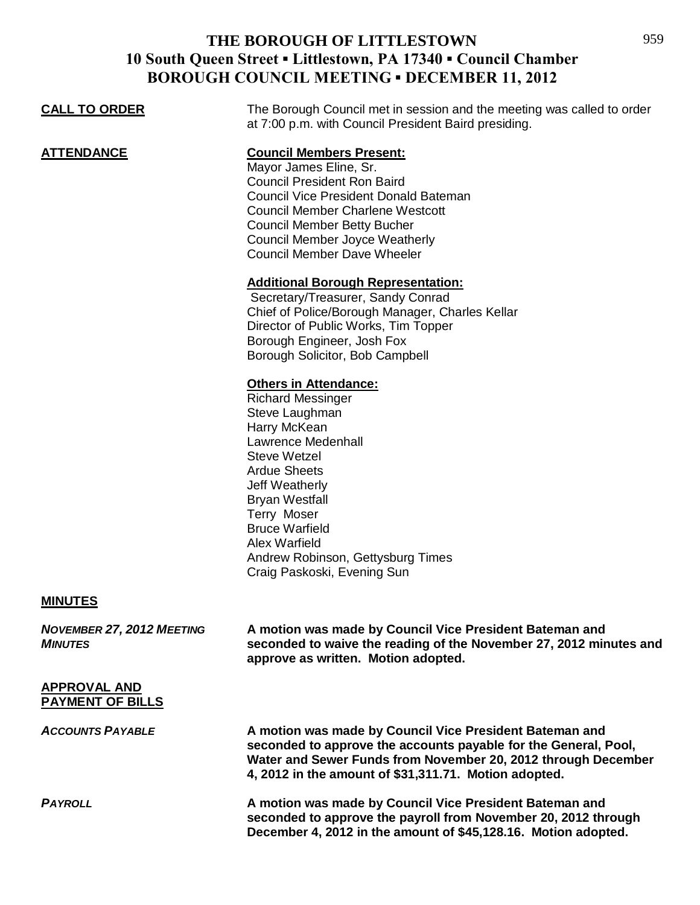# THE BOROUGH OF LITTLESTOWN
## 10 South Queen Street ▪ Littlestown, PA 17340 ▪ Council Chamber
## BOROUGH COUNCIL MEETING ▪ DECEMBER 11, 2012

**CALL TO ORDER**

The Borough Council met in session and the meeting was called to order at 7:00 p.m. with Council President Baird presiding.

**ATTENDANCE**

**Council Members Present:**

Mayor James Eline, Sr.
Council President Ron Baird
Council Vice President Donald Bateman
Council Member Charlene Westcott
Council Member Betty Bucher
Council Member Joyce Weatherly
Council Member Dave Wheeler

**Additional Borough Representation:**

Secretary/Treasurer, Sandy Conrad
Chief of Police/Borough Manager, Charles Kellar
Director of Public Works, Tim Topper
Borough Engineer, Josh Fox
Borough Solicitor, Bob Campbell

**Others in Attendance:**

Richard Messinger
Steve Laughman
Harry McKean
Lawrence Medenhall
Steve Wetzel
Ardue Sheets
Jeff Weatherly
Bryan Westfall
Terry Moser
Bruce Warfield
Alex Warfield
Andrew Robinson, Gettysburg Times
Craig Paskoski, Evening Sun

**MINUTES**

*NOVEMBER 27, 2012 MEETING MINUTES*

**A motion was made by Council Vice President Bateman and seconded to waive the reading of the November 27, 2012 minutes and approve as written. Motion adopted.**

**APPROVAL AND PAYMENT OF BILLS**

*ACCOUNTS PAYABLE*

**A motion was made by Council Vice President Bateman and seconded to approve the accounts payable for the General, Pool, Water and Sewer Funds from November 20, 2012 through December 4, 2012 in the amount of $31,311.71. Motion adopted.**

*PAYROLL*

**A motion was made by Council Vice President Bateman and seconded to approve the payroll from November 20, 2012 through December 4, 2012 in the amount of $45,128.16. Motion adopted.**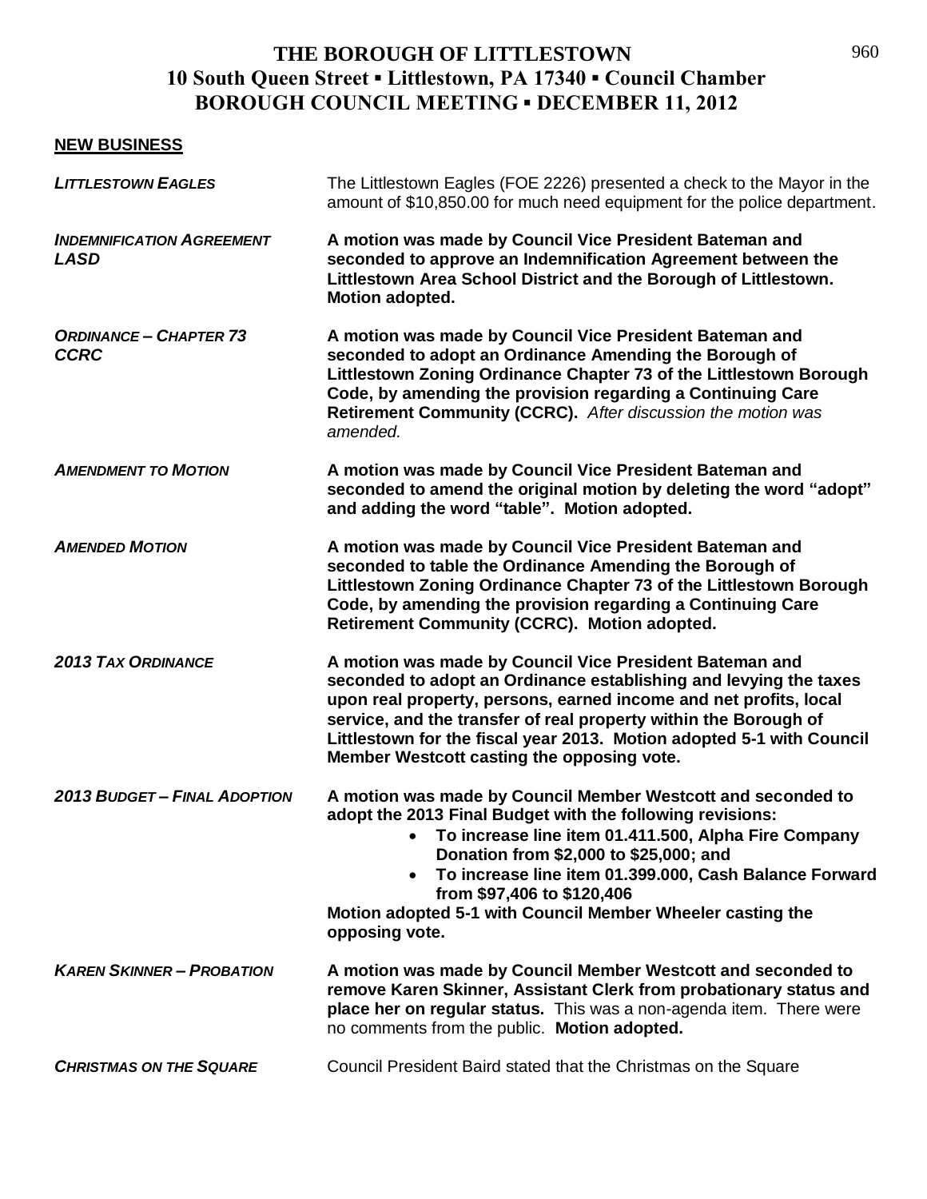# THE BOROUGH OF LITTLESTOWN
## 10 South Queen Street ▪ Littlestown, PA 17340 ▪ Council Chamber
## BOROUGH COUNCIL MEETING ▪ DECEMBER 11, 2012

**NEW BUSINESS**

***LITTLESTOWN EAGLES***

The Littlestown Eagles (FOE 2226) presented a check to the Mayor in the amount of $10,850.00 for much need equipment for the police department.

***INDEMNIFICATION AGREEMENT LASD***

**A motion was made by Council Vice President Bateman and seconded to approve an Indemnification Agreement between the Littlestown Area School District and the Borough of Littlestown. Motion adopted.**

***ORDINANCE – CHAPTER 73 CCRC***

**A motion was made by Council Vice President Bateman and seconded to adopt an Ordinance Amending the Borough of Littlestown Zoning Ordinance Chapter 73 of the Littlestown Borough Code, by amending the provision regarding a Continuing Care Retirement Community (CCRC).** *After discussion the motion was amended.*

***AMENDMENT TO MOTION***

**A motion was made by Council Vice President Bateman and seconded to amend the original motion by deleting the word "adopt" and adding the word "table". Motion adopted.**

***AMENDED MOTION***

**A motion was made by Council Vice President Bateman and seconded to table the Ordinance Amending the Borough of Littlestown Zoning Ordinance Chapter 73 of the Littlestown Borough Code, by amending the provision regarding a Continuing Care Retirement Community (CCRC). Motion adopted.**

***2013 TAX ORDINANCE***

**A motion was made by Council Vice President Bateman and seconded to adopt an Ordinance establishing and levying the taxes upon real property, persons, earned income and net profits, local service, and the transfer of real property within the Borough of Littlestown for the fiscal year 2013. Motion adopted 5-1 with Council Member Westcott casting the opposing vote.**

***2013 BUDGET – FINAL ADOPTION***

**A motion was made by Council Member Westcott and seconded to adopt the 2013 Final Budget with the following revisions:**

- **To increase line item 01.411.500, Alpha Fire Company Donation from $2,000 to $25,000; and**
- **To increase line item 01.399.000, Cash Balance Forward from $97,406 to $120,406**

**Motion adopted 5-1 with Council Member Wheeler casting the opposing vote.**

***KAREN SKINNER – PROBATION***

**A motion was made by Council Member Westcott and seconded to remove Karen Skinner, Assistant Clerk from probationary status and place her on regular status.** This was a non-agenda item. There were no comments from the public. **Motion adopted.**

***CHRISTMAS ON THE SQUARE***

Council President Baird stated that the Christmas on the Square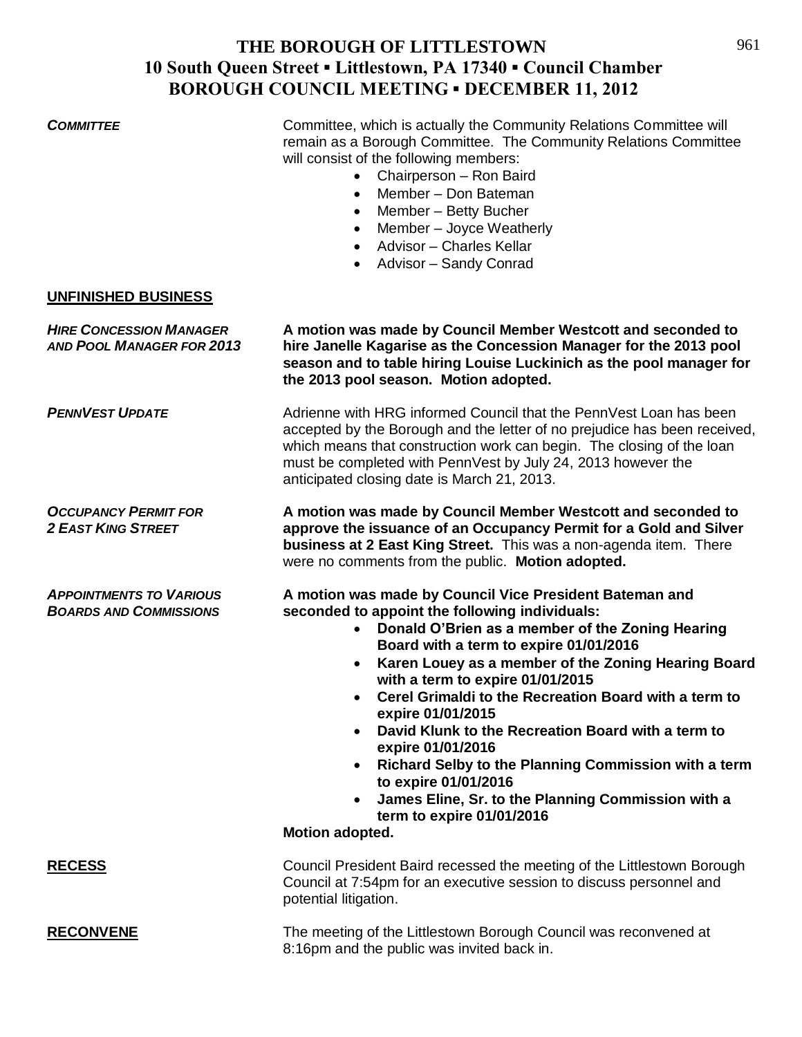# THE BOROUGH OF LITTLESTOWN
## 10 South Queen Street ▪ Littlestown, PA 17340 ▪ Council Chamber
## BOROUGH COUNCIL MEETING ▪ DECEMBER 11, 2012

***COMMITTEE***

Committee, which is actually the Community Relations Committee will remain as a Borough Committee. The Community Relations Committee will consist of the following members:

- Chairperson – Ron Baird
- Member – Don Bateman
- Member – Betty Bucher
- Member – Joyce Weatherly
- Advisor – Charles Kellar
- Advisor – Sandy Conrad

**UNFINISHED BUSINESS**

***HIRE CONCESSION MANAGER AND POOL MANAGER FOR 2013***

**A motion was made by Council Member Westcott and seconded to hire Janelle Kagarise as the Concession Manager for the 2013 pool season and to table hiring Louise Luckinich as the pool manager for the 2013 pool season. Motion adopted.**

***PENNVEST UPDATE***

Adrienne with HRG informed Council that the PennVest Loan has been accepted by the Borough and the letter of no prejudice has been received, which means that construction work can begin. The closing of the loan must be completed with PennVest by July 24, 2013 however the anticipated closing date is March 21, 2013.

***OCCUPANCY PERMIT FOR 2 EAST KING STREET***

**A motion was made by Council Member Westcott and seconded to approve the issuance of an Occupancy Permit for a Gold and Silver business at 2 East King Street.** This was a non-agenda item. There were no comments from the public. **Motion adopted.**

***APPOINTMENTS TO VARIOUS BOARDS AND COMMISSIONS***

**A motion was made by Council Vice President Bateman and seconded to appoint the following individuals:**

- **Donald O'Brien as a member of the Zoning Hearing Board with a term to expire 01/01/2016**
- **Karen Louey as a member of the Zoning Hearing Board with a term to expire 01/01/2015**
- **Cerel Grimaldi to the Recreation Board with a term to expire 01/01/2015**
- **David Klunk to the Recreation Board with a term to expire 01/01/2016**
- **Richard Selby to the Planning Commission with a term to expire 01/01/2016**
- **James Eline, Sr. to the Planning Commission with a term to expire 01/01/2016**

**Motion adopted.**

**RECESS**

Council President Baird recessed the meeting of the Littlestown Borough Council at 7:54pm for an executive session to discuss personnel and potential litigation.

**RECONVENE**

The meeting of the Littlestown Borough Council was reconvened at 8:16pm and the public was invited back in.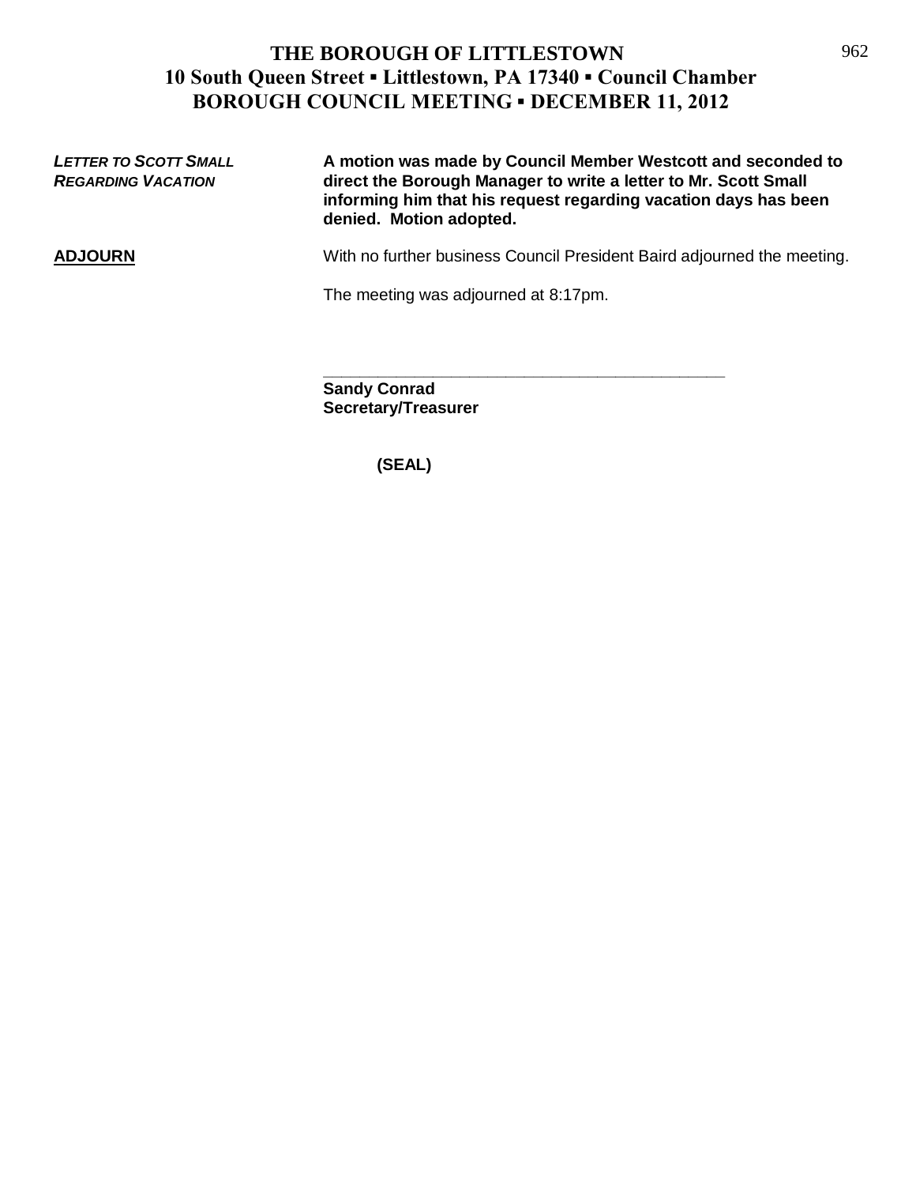**LETTER TO SCOTT SMALL REGARDING VACATION**

**A motion was made by Council Member Westcott and seconded to direct the Borough Manager to write a letter to Mr. Scott Small informing him that his request regarding vacation days has been denied. Motion adopted.**

**ADJOURN**

With no further business Council President Baird adjourned the meeting.

The meeting was adjourned at 8:17pm.

\_\_\_\_\_\_\_\_\_\_\_\_\_\_\_\_\_\_\_\_\_\_\_\_\_\_\_\_\_\_\_\_\_\_\_\_\_\_\_\_\_\_\_\_

**Sandy Conrad**
**Secretary/Treasurer**

**(SEAL)**